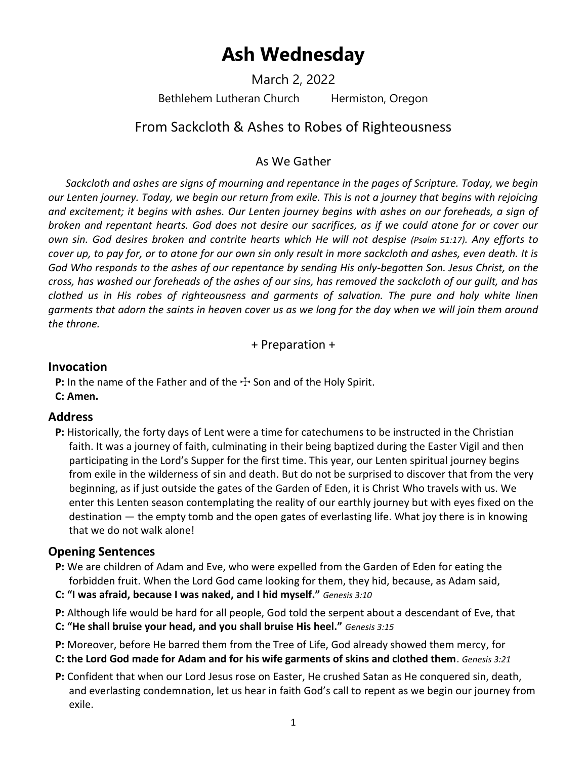# Ash Wednesday

March 2, 2022

Bethlehem Lutheran Church Hermiston, Oregon

## From Sackcloth & Ashes to Robes of Righteousness

### As We Gather

*Sackcloth and ashes are signs of mourning and repentance in the pages of Scripture. Today, we begin our Lenten journey. Today, we begin our return from exile. This is not a journey that begins with rejoicing and excitement; it begins with ashes. Our Lenten journey begins with ashes on our foreheads, a sign of broken and repentant hearts. God does not desire our sacrifices, as if we could atone for or cover our own sin. God desires broken and contrite hearts which He will not despise (Psalm 51:17). Any efforts to cover up, to pay for, or to atone for our own sin only result in more sackcloth and ashes, even death. It is God Who responds to the ashes of our repentance by sending His only-begotten Son. Jesus Christ, on the cross, has washed our foreheads of the ashes of our sins, has removed the sackcloth of our guilt, and has clothed us in His robes of righteousness and garments of salvation. The pure and holy white linen garments that adorn the saints in heaven cover us as we long for the day when we will join them around the throne.*

+ Preparation +

### Invocation

**P:** In the name of the Father and of the ☩ Son and of the Holy Spirit.

**C: Amen.**

### Address

**P:** Historically, the forty days of Lent were a time for catechumens to be instructed in the Christian faith. It was a journey of faith, culminating in their being baptized during the Easter Vigil and then participating in the Lord's Supper for the first time. This year, our Lenten spiritual journey begins from exile in the wilderness of sin and death. But do not be surprised to discover that from the very beginning, as if just outside the gates of the Garden of Eden, it is Christ Who travels with us. We enter this Lenten season contemplating the reality of our earthly journey but with eyes fixed on the destination — the empty tomb and the open gates of everlasting life. What joy there is in knowing that we do not walk alone!

### Opening Sentences

**P:** We are children of Adam and Eve, who were expelled from the Garden of Eden for eating the forbidden fruit. When the Lord God came looking for them, they hid, because, as Adam said,

**C: "I was afraid, because I was naked, and I hid myself."** *Genesis 3:10*

**P:** Although life would be hard for all people, God told the serpent about a descendant of Eve, that

**C: "He shall bruise your head, and you shall bruise His heel."** *Genesis 3:15*

**P:** Moreover, before He barred them from the Tree of Life, God already showed them mercy, for

**C: the Lord God made for Adam and for his wife garments of skins and clothed them**. *Genesis 3:21*

**P:** Confident that when our Lord Jesus rose on Easter, He crushed Satan as He conquered sin, death, and everlasting condemnation, let us hear in faith God's call to repent as we begin our journey from exile.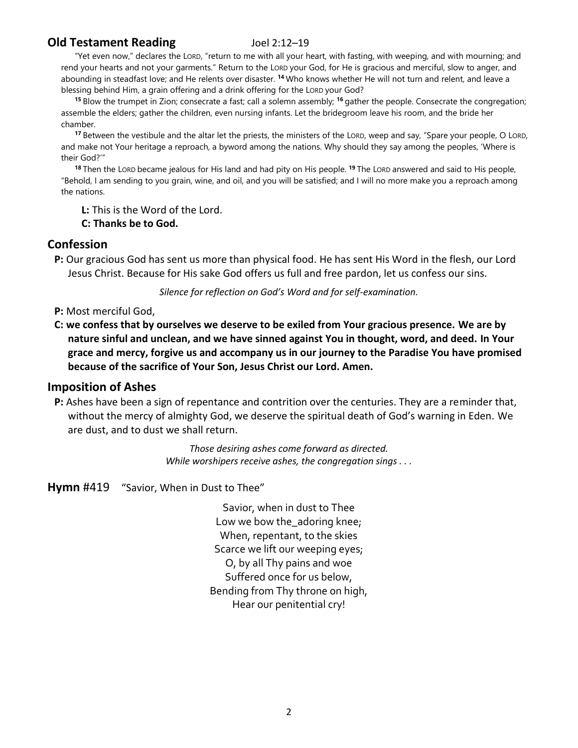## Old Testament Reading Joel 2:12–19

"Yet even now," declares the LORD, "return to me with all your heart, with fasting, with weeping, and with mourning; and rend your hearts and not your garments." Return to the LORD your God, for He is gracious and merciful, slow to anger, and abounding in steadfast love; and He relents over disaster. **14** Who knows whether He will not turn and relent, and leave a blessing behind Him, a grain offering and a drink offering for the LORD your God?

**15** Blow the trumpet in Zion; consecrate a fast; call a solemn assembly; **16** gather the people. Consecrate the congregation; assemble the elders; gather the children, even nursing infants. Let the bridegroom leave his room, and the bride her chamber.

**17** Between the vestibule and the altar let the priests, the ministers of the LORD, weep and say, "Spare your people, O LORD, and make not Your heritage a reproach, a byword among the nations. Why should they say among the peoples, 'Where is their God?'"

**18** Then the LORD became jealous for His land and had pity on His people. **19** The LORD answered and said to His people, "Behold, I am sending to you grain, wine, and oil, and you will be satisfied; and I will no more make you a reproach among the nations.

**L:** This is the Word of the Lord.
**C: Thanks be to God.**

## Confession

**P:** Our gracious God has sent us more than physical food. He has sent His Word in the flesh, our Lord Jesus Christ. Because for His sake God offers us full and free pardon, let us confess our sins.

*Silence for reflection on God's Word and for self-examination.*

**P:** Most merciful God,

**C: we confess that by ourselves we deserve to be exiled from Your gracious presence. We are by nature sinful and unclean, and we have sinned against You in thought, word, and deed. In Your grace and mercy, forgive us and accompany us in our journey to the Paradise You have promised because of the sacrifice of Your Son, Jesus Christ our Lord. Amen.**

## Imposition of Ashes

**P:** Ashes have been a sign of repentance and contrition over the centuries. They are a reminder that, without the mercy of almighty God, we deserve the spiritual death of God's warning in Eden. We are dust, and to dust we shall return.

*Those desiring ashes come forward as directed.*
*While worshipers receive ashes, the congregation sings . . .*

**Hymn** #419 "Savior, When in Dust to Thee"

Savior, when in dust to Thee
Low we bow the_adoring knee;
When, repentant, to the skies
Scarce we lift our weeping eyes;
O, by all Thy pains and woe
Suffered once for us below,
Bending from Thy throne on high,
Hear our penitential cry!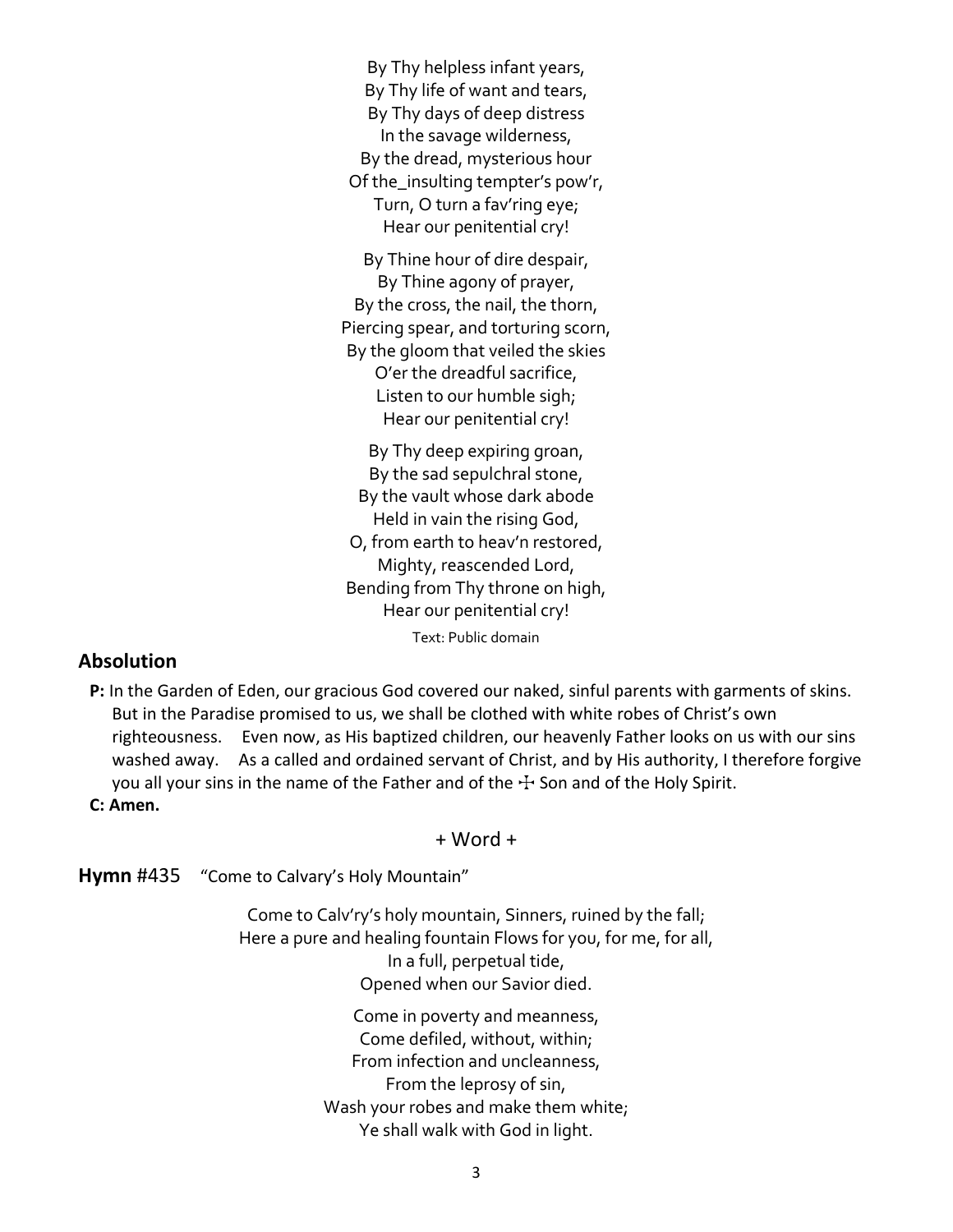By Thy helpless infant years,
By Thy life of want and tears,
By Thy days of deep distress
In the savage wilderness,
By the dread, mysterious hour
Of the_insulting tempter's pow'r,
Turn, O turn a fav'ring eye;
Hear our penitential cry!

By Thine hour of dire despair,
By Thine agony of prayer,
By the cross, the nail, the thorn,
Piercing spear, and torturing scorn,
By the gloom that veiled the skies
O'er the dreadful sacrifice,
Listen to our humble sigh;
Hear our penitential cry!

By Thy deep expiring groan,
By the sad sepulchral stone,
By the vault whose dark abode
Held in vain the rising God,
O, from earth to heav'n restored,
Mighty, reascended Lord,
Bending from Thy throne on high,
Hear our penitential cry!

Text: Public domain

## Absolution

**P:** In the Garden of Eden, our gracious God covered our naked, sinful parents with garments of skins. But in the Paradise promised to us, we shall be clothed with white robes of Christ's own righteousness. Even now, as His baptized children, our heavenly Father looks on us with our sins washed away. As a called and ordained servant of Christ, and by His authority, I therefore forgive you all your sins in the name of the Father and of the ☩ Son and of the Holy Spirit.

**C: Amen.**

+ Word +

**Hymn** #435 "Come to Calvary's Holy Mountain"

Come to Calv'ry's holy mountain, Sinners, ruined by the fall;
Here a pure and healing fountain Flows for you, for me, for all,
In a full, perpetual tide,
Opened when our Savior died.

Come in poverty and meanness,
Come defiled, without, within;
From infection and uncleanness,
From the leprosy of sin,
Wash your robes and make them white;
Ye shall walk with God in light.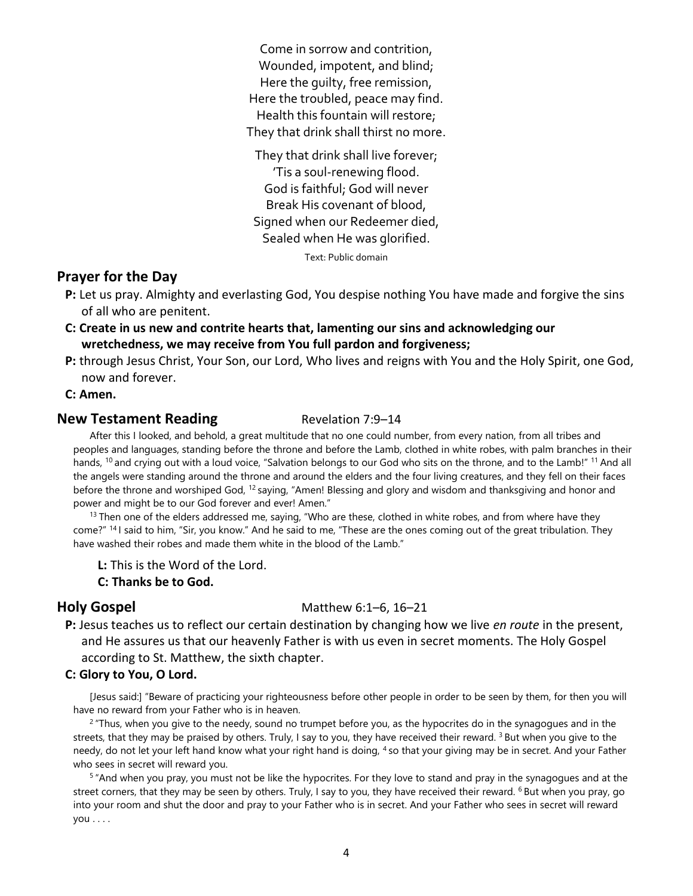Come in sorrow and contrition,
Wounded, impotent, and blind;
Here the guilty, free remission,
Here the troubled, peace may find.
Health this fountain will restore;
They that drink shall thirst no more.

They that drink shall live forever;
'Tis a soul-renewing flood.
God is faithful; God will never
Break His covenant of blood,
Signed when our Redeemer died,
Sealed when He was glorified.

Text: Public domain

## Prayer for the Day

**P:** Let us pray. Almighty and everlasting God, You despise nothing You have made and forgive the sins of all who are penitent.

**C: Create in us new and contrite hearts that, lamenting our sins and acknowledging our wretchedness, we may receive from You full pardon and forgiveness;**

**P:** through Jesus Christ, Your Son, our Lord, Who lives and reigns with You and the Holy Spirit, one God, now and forever.

**C: Amen.**

## New Testament Reading — Revelation 7:9–14

After this I looked, and behold, a great multitude that no one could number, from every nation, from all tribes and peoples and languages, standing before the throne and before the Lamb, clothed in white robes, with palm branches in their hands, [10] and crying out with a loud voice, "Salvation belongs to our God who sits on the throne, and to the Lamb!" [11] And all the angels were standing around the throne and around the elders and the four living creatures, and they fell on their faces before the throne and worshiped God, [12] saying, "Amen! Blessing and glory and wisdom and thanksgiving and honor and power and might be to our God forever and ever! Amen."

[13] Then one of the elders addressed me, saying, "Who are these, clothed in white robes, and from where have they come?" [14] I said to him, "Sir, you know." And he said to me, "These are the ones coming out of the great tribulation. They have washed their robes and made them white in the blood of the Lamb."

**L:** This is the Word of the Lord.
**C: Thanks be to God.**

## Holy Gospel — Matthew 6:1–6, 16–21

**P:** Jesus teaches us to reflect our certain destination by changing how we live *en route* in the present, and He assures us that our heavenly Father is with us even in secret moments. The Holy Gospel according to St. Matthew, the sixth chapter.

**C: Glory to You, O Lord.**

[Jesus said:] "Beware of practicing your righteousness before other people in order to be seen by them, for then you will have no reward from your Father who is in heaven.

[2] "Thus, when you give to the needy, sound no trumpet before you, as the hypocrites do in the synagogues and in the streets, that they may be praised by others. Truly, I say to you, they have received their reward. [3] But when you give to the needy, do not let your left hand know what your right hand is doing, [4] so that your giving may be in secret. And your Father who sees in secret will reward you.

[5] "And when you pray, you must not be like the hypocrites. For they love to stand and pray in the synagogues and at the street corners, that they may be seen by others. Truly, I say to you, they have received their reward. [6] But when you pray, go into your room and shut the door and pray to your Father who is in secret. And your Father who sees in secret will reward you . . . .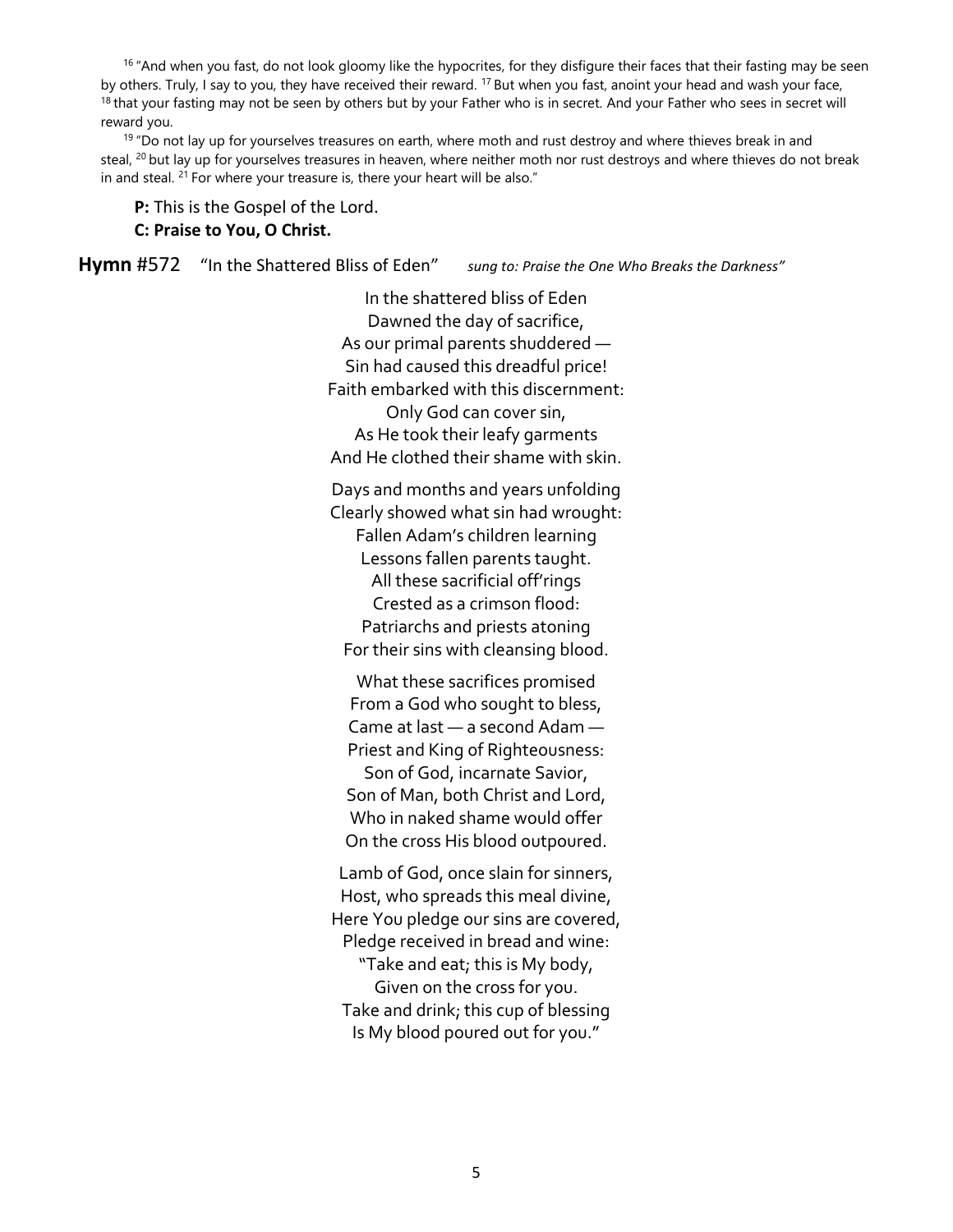[16] "And when you fast, do not look gloomy like the hypocrites, for they disfigure their faces that their fasting may be seen by others. Truly, I say to you, they have received their reward. [17] But when you fast, anoint your head and wash your face, [18] that your fasting may not be seen by others but by your Father who is in secret. And your Father who sees in secret will reward you.

[19] "Do not lay up for yourselves treasures on earth, where moth and rust destroy and where thieves break in and steal, [20] but lay up for yourselves treasures in heaven, where neither moth nor rust destroys and where thieves do not break in and steal. [21] For where your treasure is, there your heart will be also."

**P:** This is the Gospel of the Lord.
**C: Praise to You, O Christ.**

**Hymn** #572 "In the Shattered Bliss of Eden" *sung to: Praise the One Who Breaks the Darkness"*

In the shattered bliss of Eden
Dawned the day of sacrifice,
As our primal parents shuddered —
Sin had caused this dreadful price!
Faith embarked with this discernment:
Only God can cover sin,
As He took their leafy garments
And He clothed their shame with skin.

Days and months and years unfolding
Clearly showed what sin had wrought:
Fallen Adam's children learning
Lessons fallen parents taught.
All these sacrificial off'rings
Crested as a crimson flood:
Patriarchs and priests atoning
For their sins with cleansing blood.

What these sacrifices promised
From a God who sought to bless,
Came at last — a second Adam —
Priest and King of Righteousness:
Son of God, incarnate Savior,
Son of Man, both Christ and Lord,
Who in naked shame would offer
On the cross His blood outpoured.

Lamb of God, once slain for sinners,
Host, who spreads this meal divine,
Here You pledge our sins are covered,
Pledge received in bread and wine:
"Take and eat; this is My body,
Given on the cross for you.
Take and drink; this cup of blessing
Is My blood poured out for you."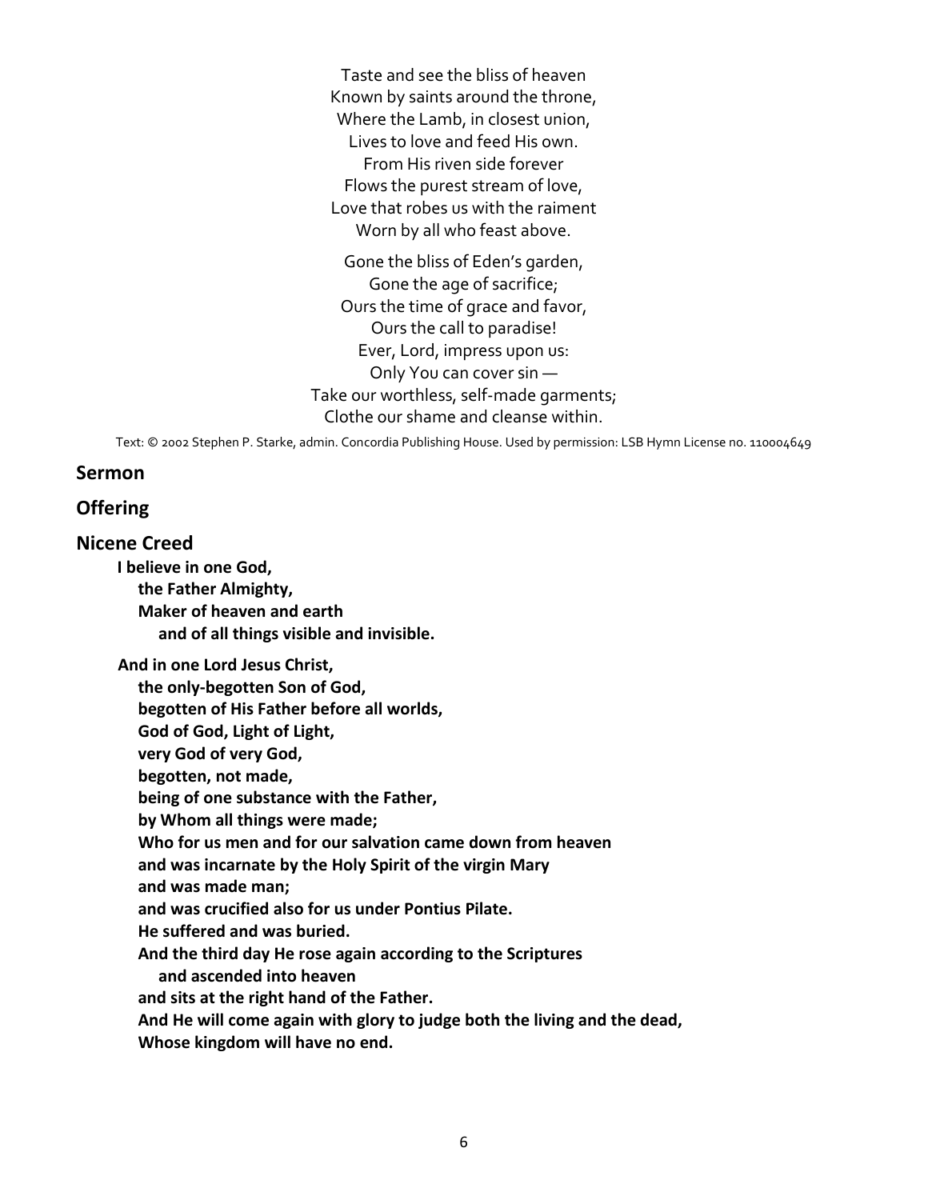Taste and see the bliss of heaven
Known by saints around the throne,
Where the Lamb, in closest union,
Lives to love and feed His own.
From His riven side forever
Flows the purest stream of love,
Love that robes us with the raiment
Worn by all who feast above.

Gone the bliss of Eden's garden,
Gone the age of sacrifice;
Ours the time of grace and favor,
Ours the call to paradise!
Ever, Lord, impress upon us:
Only You can cover sin —
Take our worthless, self-made garments;
Clothe our shame and cleanse within.

Text: © 2002 Stephen P. Starke, admin. Concordia Publishing House. Used by permission: LSB Hymn License no. 110004649

## Sermon

## Offering

## Nicene Creed

**I believe in one God,**
**the Father Almighty,**
**Maker of heaven and earth**
**and of all things visible and invisible.**

**And in one Lord Jesus Christ,**
**the only-begotten Son of God,**
**begotten of His Father before all worlds,**
**God of God, Light of Light,**
**very God of very God,**
**begotten, not made,**
**being of one substance with the Father,**
**by Whom all things were made;**
**Who for us men and for our salvation came down from heaven**
**and was incarnate by the Holy Spirit of the virgin Mary**
**and was made man;**
**and was crucified also for us under Pontius Pilate.**
**He suffered and was buried.**
**And the third day He rose again according to the Scriptures**
**and ascended into heaven**
**and sits at the right hand of the Father.**
**And He will come again with glory to judge both the living and the dead,**
**Whose kingdom will have no end.**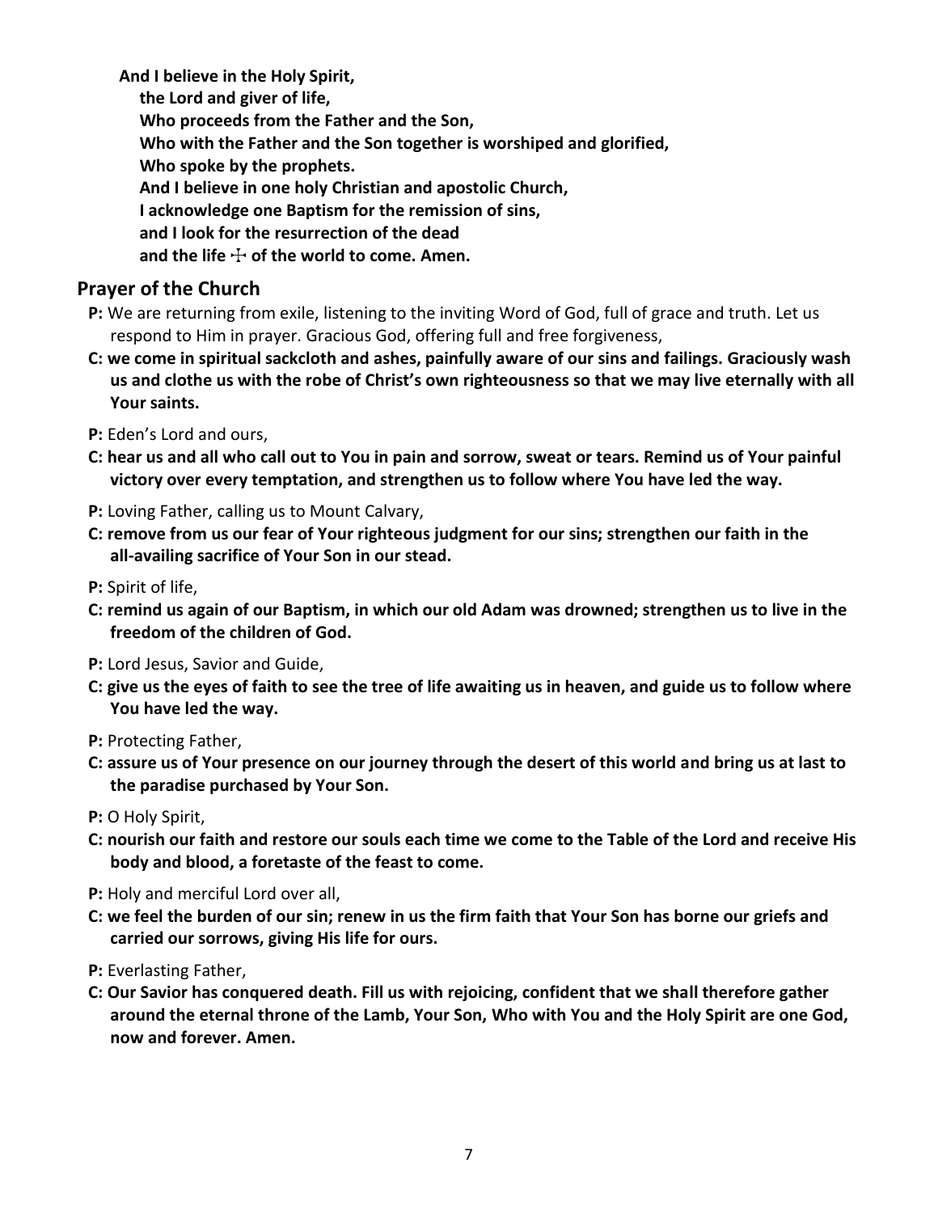**And I believe in the Holy Spirit,**
**the Lord and giver of life,**
**Who proceeds from the Father and the Son,**
**Who with the Father and the Son together is worshiped and glorified,**
**Who spoke by the prophets.**
**And I believe in one holy Christian and apostolic Church,**
**I acknowledge one Baptism for the remission of sins,**
**and I look for the resurrection of the dead**
**and the life ☩ of the world to come. Amen.**

## Prayer of the Church

**P:** We are returning from exile, listening to the inviting Word of God, full of grace and truth. Let us respond to Him in prayer. Gracious God, offering full and free forgiveness,

**C: we come in spiritual sackcloth and ashes, painfully aware of our sins and failings. Graciously wash us and clothe us with the robe of Christ's own righteousness so that we may live eternally with all Your saints.**

**P:** Eden's Lord and ours,

**C: hear us and all who call out to You in pain and sorrow, sweat or tears. Remind us of Your painful victory over every temptation, and strengthen us to follow where You have led the way.**

**P:** Loving Father, calling us to Mount Calvary,

**C: remove from us our fear of Your righteous judgment for our sins; strengthen our faith in the all-availing sacrifice of Your Son in our stead.**

**P:** Spirit of life,

**C: remind us again of our Baptism, in which our old Adam was drowned; strengthen us to live in the freedom of the children of God.**

**P:** Lord Jesus, Savior and Guide,

**C: give us the eyes of faith to see the tree of life awaiting us in heaven, and guide us to follow where You have led the way.**

**P:** Protecting Father,

**C: assure us of Your presence on our journey through the desert of this world and bring us at last to the paradise purchased by Your Son.**

**P:** O Holy Spirit,

**C: nourish our faith and restore our souls each time we come to the Table of the Lord and receive His body and blood, a foretaste of the feast to come.**

**P:** Holy and merciful Lord over all,

**C: we feel the burden of our sin; renew in us the firm faith that Your Son has borne our griefs and carried our sorrows, giving His life for ours.**

**P:** Everlasting Father,

**C: Our Savior has conquered death. Fill us with rejoicing, confident that we shall therefore gather around the eternal throne of the Lamb, Your Son, Who with You and the Holy Spirit are one God, now and forever. Amen.**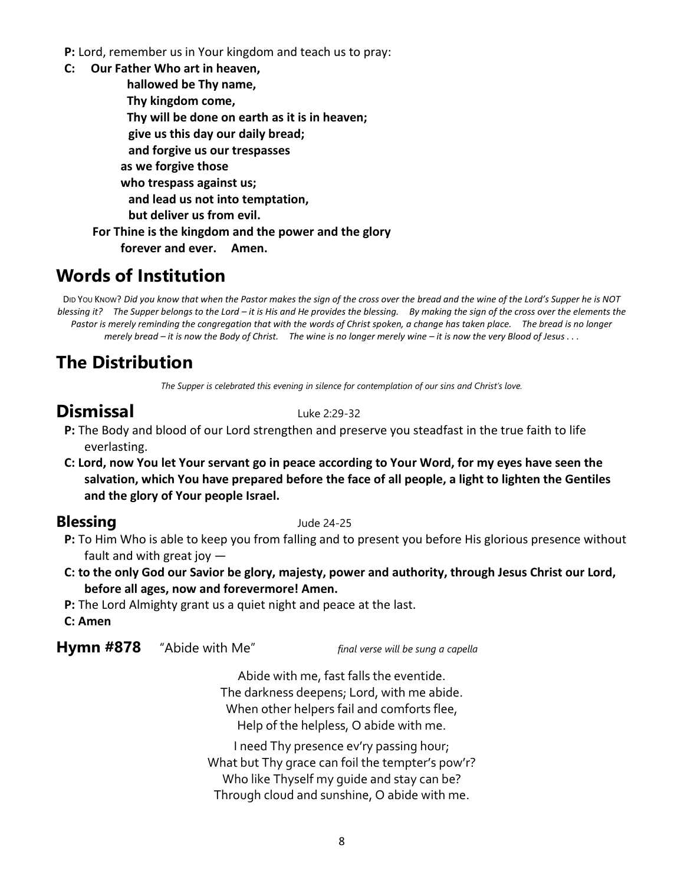**P:** Lord, remember us in Your kingdom and teach us to pray:

**C: Our Father Who art in heaven,**
**hallowed be Thy name,**
**Thy kingdom come,**
**Thy will be done on earth as it is in heaven;**
**give us this day our daily bread;**
**and forgive us our trespasses**
**as we forgive those**
**who trespass against us;**
**and lead us not into temptation,**
**but deliver us from evil.**
**For Thine is the kingdom and the power and the glory**
**forever and ever. Amen.**

## Words of Institution

DID YOU KNOW? *Did you know that when the Pastor makes the sign of the cross over the bread and the wine of the Lord's Supper he is NOT blessing it? The Supper belongs to the Lord – it is His and He provides the blessing. By making the sign of the cross over the elements the Pastor is merely reminding the congregation that with the words of Christ spoken, a change has taken place. The bread is no longer merely bread – it is now the Body of Christ. The wine is no longer merely wine – it is now the very Blood of Jesus . . .*

## The Distribution

*The Supper is celebrated this evening in silence for contemplation of our sins and Christ's love.*

## Dismissal

Luke 2:29-32

**P:** The Body and blood of our Lord strengthen and preserve you steadfast in the true faith to life everlasting.

**C: Lord, now You let Your servant go in peace according to Your Word, for my eyes have seen the salvation, which You have prepared before the face of all people, a light to lighten the Gentiles and the glory of Your people Israel.**

### Blessing

Jude 24-25

**P:** To Him Who is able to keep you from falling and to present you before His glorious presence without fault and with great joy —

**C: to the only God our Savior be glory, majesty, power and authority, through Jesus Christ our Lord, before all ages, now and forevermore! Amen.**

**P:** The Lord Almighty grant us a quiet night and peace at the last.

**C: Amen**

**Hymn #878** "Abide with Me" *final verse will be sung a capella*

Abide with me, fast falls the eventide.
The darkness deepens; Lord, with me abide.
When other helpers fail and comforts flee,
Help of the helpless, O abide with me.

I need Thy presence ev'ry passing hour;
What but Thy grace can foil the tempter's pow'r?
Who like Thyself my guide and stay can be?
Through cloud and sunshine, O abide with me.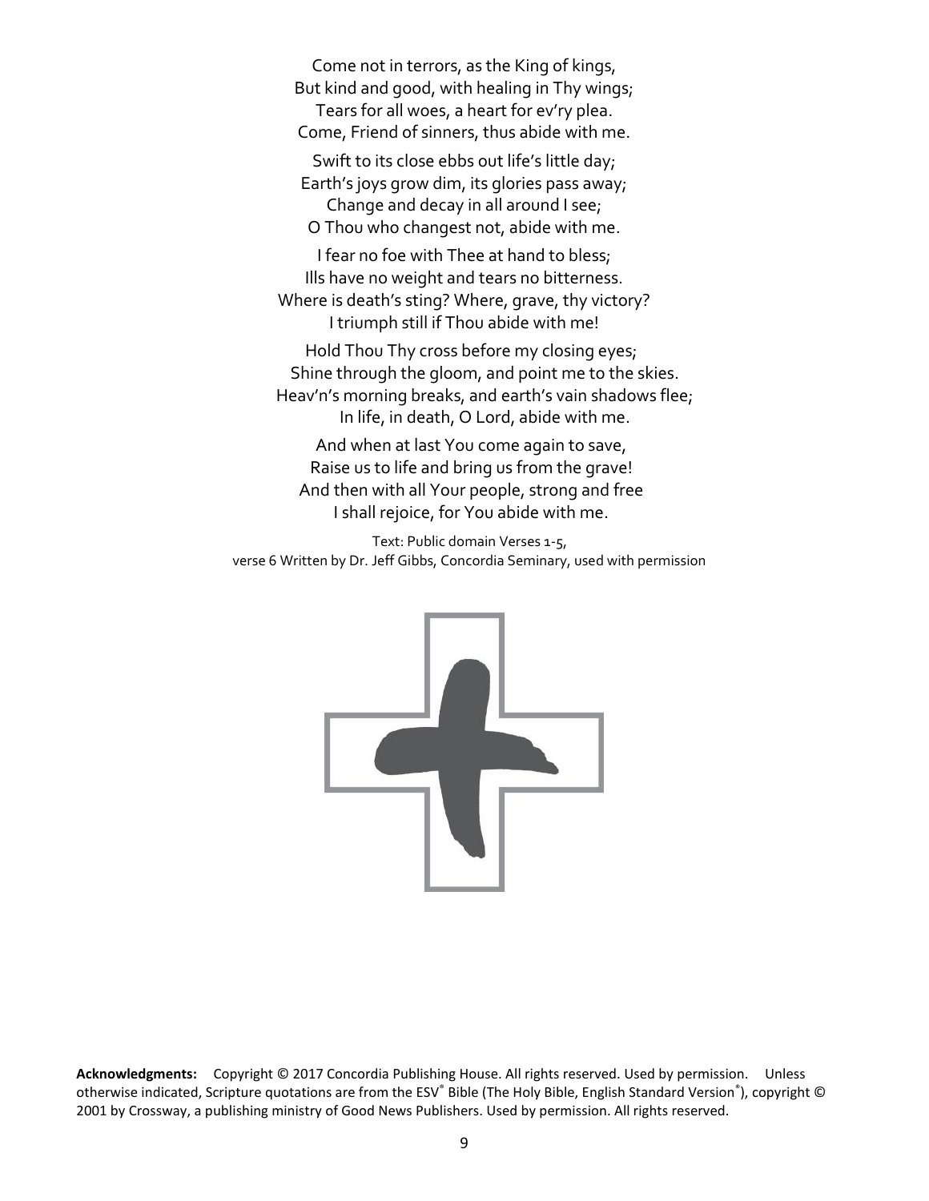Come not in terrors, as the King of kings,
But kind and good, with healing in Thy wings;
Tears for all woes, a heart for ev'ry plea.
Come, Friend of sinners, thus abide with me.

Swift to its close ebbs out life's little day;
Earth's joys grow dim, its glories pass away;
Change and decay in all around I see;
O Thou who changest not, abide with me.

I fear no foe with Thee at hand to bless;
Ills have no weight and tears no bitterness.
Where is death's sting? Where, grave, thy victory?
I triumph still if Thou abide with me!

Hold Thou Thy cross before my closing eyes;
Shine through the gloom, and point me to the skies.
Heav'n's morning breaks, and earth's vain shadows flee;
In life, in death, O Lord, abide with me.

And when at last You come again to save,
Raise us to life and bring us from the grave!
And then with all Your people, strong and free
I shall rejoice, for You abide with me.

Text: Public domain Verses 1-5,
verse 6 Written by Dr. Jeff Gibbs, Concordia Seminary, used with permission

**Acknowledgments:** Copyright © 2017 Concordia Publishing House. All rights reserved. Used by permission. Unless otherwise indicated, Scripture quotations are from the ESV® Bible (The Holy Bible, English Standard Version®), copyright © 2001 by Crossway, a publishing ministry of Good News Publishers. Used by permission. All rights reserved.